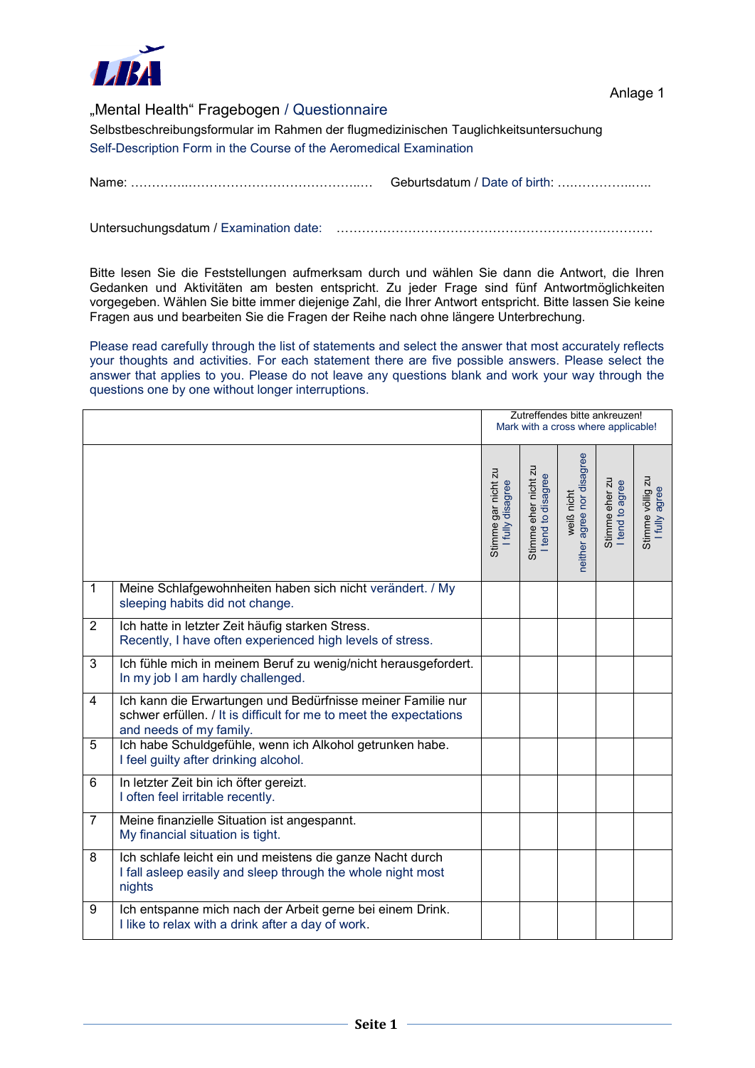Anlage 1

# „Mental Health“ Fragebogen / Questionnaire

Selbstbeschreibungsformular im Rahmen der flugmedizinischen Tauglichkeitsuntersuchung
Self-Description Form in the Course of the Aeromedical Examination

Name: …………..…………………………………..… Geburtsdatum / Date of birth: ….……………..…..

Untersuchungsdatum / Examination date: …………………………………………………………………

Bitte lesen Sie die Feststellungen aufmerksam durch und wählen Sie dann die Antwort, die Ihren Gedanken und Aktivitäten am besten entspricht. Zu jeder Frage sind fünf Antwortmöglichkeiten vorgegeben. Wählen Sie bitte immer diejenige Zahl, die Ihrer Antwort entspricht. Bitte lassen Sie keine Fragen aus und bearbeiten Sie die Fragen der Reihe nach ohne längere Unterbrechung.

Please read carefully through the list of statements and select the answer that most accurately reflects your thoughts and activities. For each statement there are five possible answers. Please select the answer that applies to you. Please do not leave any questions blank and work your way through the questions one by one without longer interruptions.

| | | Zutreffendes bitte ankreuzen! Mark with a cross where applicable! | | | | |
|---|---|---|---|---|---|---|
| | | Stimme gar nicht zu / I fully disagree | Stimme eher nicht zu / I tend to disagree | weiß nicht / neither agree nor disagree | Stimme eher zu / I tend to agree | Stimme völlig zu / I fully agree |
| 1 | Meine Schlafgewohnheiten haben sich nicht verändert. / My sleeping habits did not change. | | | | | |
| 2 | Ich hatte in letzter Zeit häufig starken Stress. Recently, I have often experienced high levels of stress. | | | | | |
| 3 | Ich fühle mich in meinem Beruf zu wenig/nicht herausgefordert. In my job I am hardly challenged. | | | | | |
| 4 | Ich kann die Erwartungen und Bedürfnisse meiner Familie nur schwer erfüllen. / It is difficult for me to meet the expectations and needs of my family. | | | | | |
| 5 | Ich habe Schuldgefühle, wenn ich Alkohol getrunken habe. I feel guilty after drinking alcohol. | | | | | |
| 6 | In letzter Zeit bin ich öfter gereizt. I often feel irritable recently. | | | | | |
| 7 | Meine finanzielle Situation ist angespannt. My financial situation is tight. | | | | | |
| 8 | Ich schlafe leicht ein und meistens die ganze Nacht durch I fall asleep easily and sleep through the whole night most nights | | | | | |
| 9 | Ich entspanne mich nach der Arbeit gerne bei einem Drink. I like to relax with a drink after a day of work. | | | | | |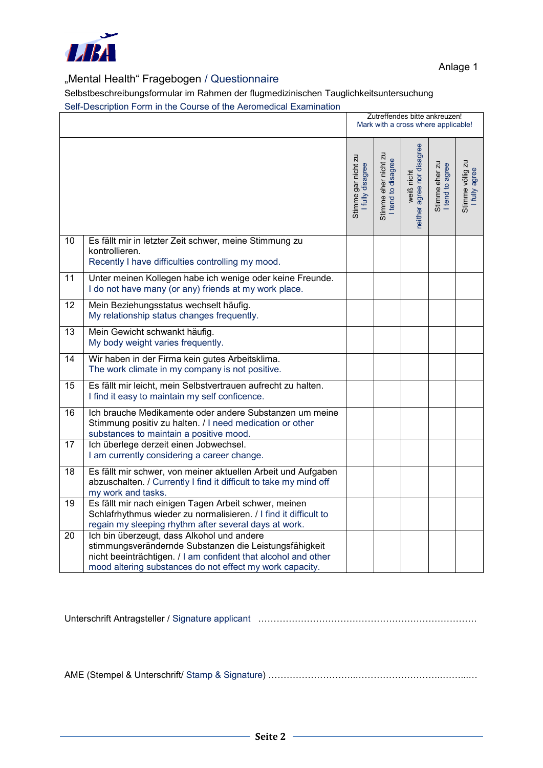LBA

Anlage 1

## „Mental Health" Fragebogen / Questionnaire

Selbstbeschreibungsformular im Rahmen der flugmedizinischen Tauglichkeitsuntersuchung
Self-Description Form in the Course of the Aeromedical Examination

| | | Zutreffendes bitte ankreuzen! Mark with a cross where applicable! | | | | |
|---|---|---|---|---|---|---|
| | | Stimme gar nicht zu / I fully disagree | Stimme eher nicht zu / I tend to disagree | weiß nicht / neither agree nor disagree | Stimme eher zu / I tend to agree | Stimme völlig zu / I fully agree |
| 10 | Es fällt mir in letzter Zeit schwer, meine Stimmung zu kontrollieren. Recently I have difficulties controlling my mood. | | | | | |
| 11 | Unter meinen Kollegen habe ich wenige oder keine Freunde. I do not have many (or any) friends at my work place. | | | | | |
| 12 | Mein Beziehungsstatus wechselt häufig. My relationship status changes frequently. | | | | | |
| 13 | Mein Gewicht schwankt häufig. My body weight varies frequently. | | | | | |
| 14 | Wir haben in der Firma kein gutes Arbeitsklima. The work climate in my company is not positive. | | | | | |
| 15 | Es fällt mir leicht, mein Selbstvertrauen aufrecht zu halten. I find it easy to maintain my self conficence. | | | | | |
| 16 | Ich brauche Medikamente oder andere Substanzen um meine Stimmung positiv zu halten. / I need medication or other substances to maintain a positive mood. | | | | | |
| 17 | Ich überlege derzeit einen Jobwechsel. I am currently considering a career change. | | | | | |
| 18 | Es fällt mir schwer, von meiner aktuellen Arbeit und Aufgaben abzuschalten. / Currently I find it difficult to take my mind off my work and tasks. | | | | | |
| 19 | Es fällt mir nach einigen Tagen Arbeit schwer, meinen Schlafrhythmus wieder zu normalisieren. / I find it difficult to regain my sleeping rhythm after several days at work. | | | | | |
| 20 | Ich bin überzeugt, dass Alkohol und andere stimmungsverändernde Substanzen die Leistungsfähigkeit nicht beeinträchtigen. / I am confident that alcohol and other mood altering substances do not effect my work capacity. | | | | | |

Unterschrift Antragsteller / Signature applicant ………………………………………………………………

AME (Stempel & Unterschrift/ Stamp & Signature) …………………………..…………………………..……..…